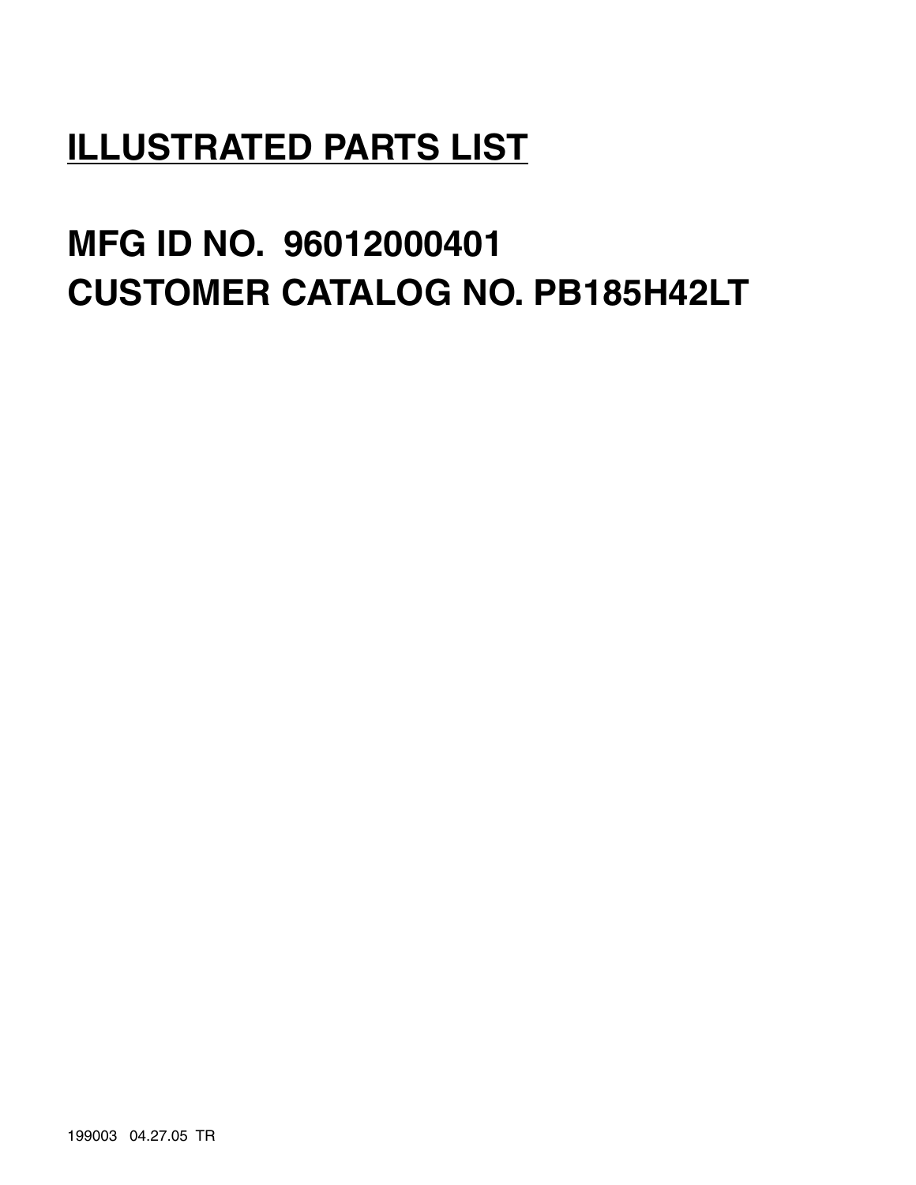# ILLUSTRATED PARTS LIST

## MFG ID NO. 96012000401
## CUSTOMER CATALOG NO. PB185H42LT

199003 04.27.05 TR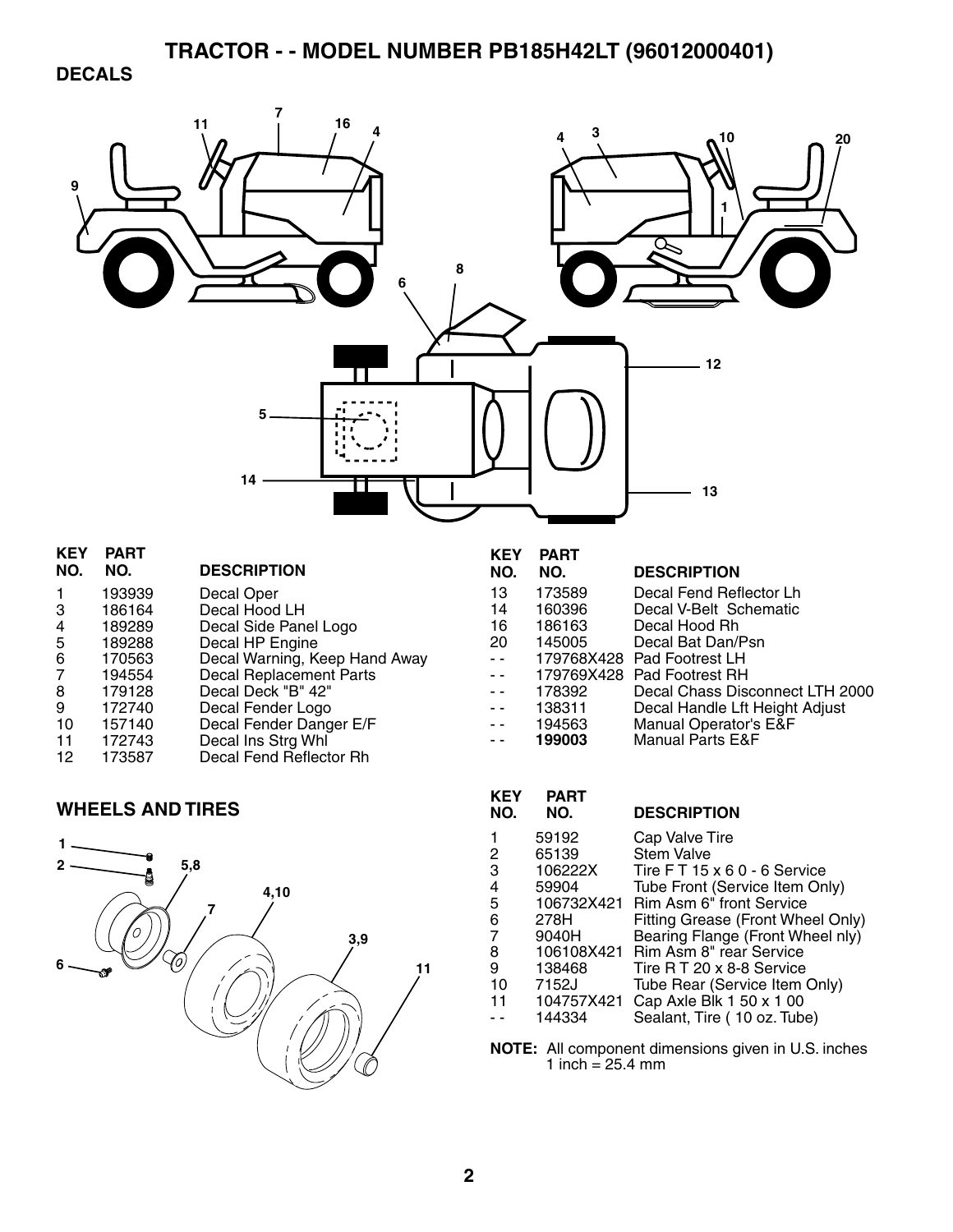# TRACTOR - - MODEL NUMBER PB185H42LT (96012000401)

## DECALS

| KEY NO. | PART NO. | DESCRIPTION |
|---|---|---|
| 1 | 193939 | Decal Oper |
| 3 | 186164 | Decal Hood LH |
| 4 | 189289 | Decal Side Panel Logo |
| 5 | 189288 | Decal HP Engine |
| 6 | 170563 | Decal Warning, Keep Hand Away |
| 7 | 194554 | Decal Replacement Parts |
| 8 | 179128 | Decal Deck "B" 42" |
| 9 | 172740 | Decal Fender Logo |
| 10 | 157140 | Decal Fender Danger E/F |
| 11 | 172743 | Decal Ins Strg Whl |
| 12 | 173587 | Decal Fend Reflector Rh |
| 13 | 173589 | Decal Fend Reflector Lh |
| 14 | 160396 | Decal V-Belt Schematic |
| 16 | 186163 | Decal Hood Rh |
| 20 | 145005 | Decal Bat Dan/Psn |
| - - | 179768X428 | Pad Footrest LH |
| - - | 179769X428 | Pad Footrest RH |
| - - | 178392 | Decal Chass Disconnect LTH 2000 |
| - - | 138311 | Decal Handle Lft Height Adjust |
| - - | 194563 | Manual Operator's E&F |
| - - | **199003** | Manual Parts E&F |

## WHEELS AND TIRES

| KEY NO. | PART NO. | DESCRIPTION |
|---|---|---|
| 1 | 59192 | Cap Valve Tire |
| 2 | 65139 | Stem Valve |
| 3 | 106222X | Tire F T 15 x 6 0 - 6 Service |
| 4 | 59904 | Tube Front (Service Item Only) |
| 5 | 106732X421 | Rim Asm 6" front Service |
| 6 | 278H | Fitting Grease (Front Wheel Only) |
| 7 | 9040H | Bearing Flange (Front Wheel nly) |
| 8 | 106108X421 | Rim Asm 8" rear Service |
| 9 | 138468 | Tire R T 20 x 8-8 Service |
| 10 | 7152J | Tube Rear (Service Item Only) |
| 11 | 104757X421 | Cap Axle Blk 1 50 x 1 00 |
| - - | 144334 | Sealant, Tire ( 10 oz. Tube) |

**NOTE:** All component dimensions given in U.S. inches
1 inch = 25.4 mm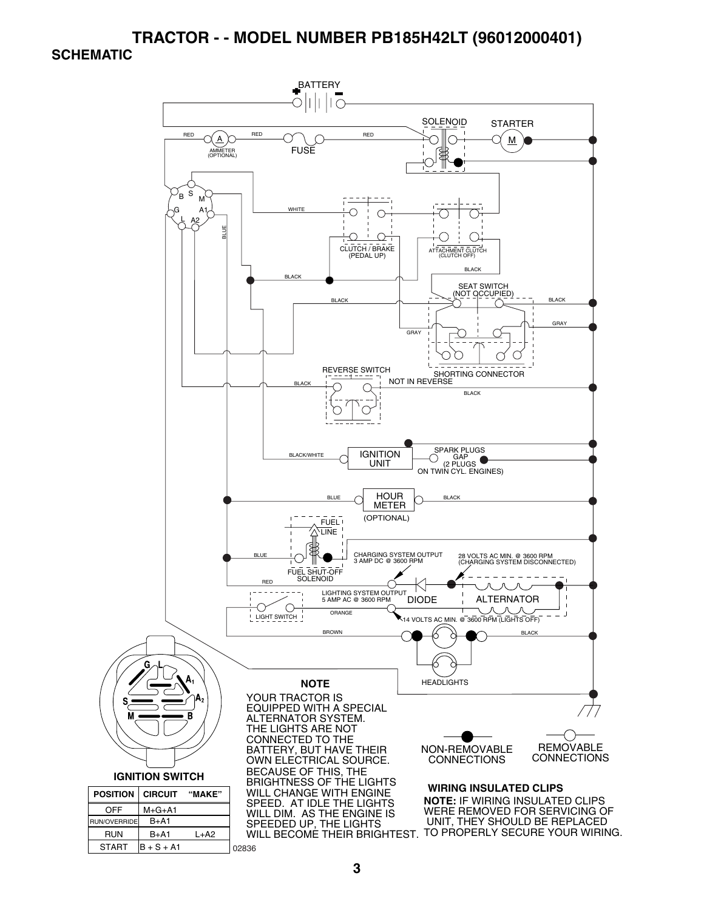# TRACTOR - - MODEL NUMBER PB185H42LT (96012000401)

## SCHEMATIC

BATTERY

RED A AMMETER (OPTIONAL) RED FUSE RED

SOLENOID STARTER M

B S M G A1 L A2

WHITE BLUE

CLUTCH / BRAKE (PEDAL UP)

ATTACHMENT CLUTCH (CLUTCH OFF)

BLACK

BLACK

SEAT SWITCH (NOT OCCUPIED)

BLACK BLACK

GRAY GRAY

SHORTING CONNECTOR

REVERSE SWITCH

NOT IN REVERSE

BLACK BLACK

BLACK/WHITE IGNITION UNIT

SPARK PLUGS GAP (2 PLUGS ON TWIN CYL. ENGINES)

BLUE HOUR METER BLACK

(OPTIONAL)

FUEL LINE

BLUE

FUEL SHUT-OFF SOLENOID

CHARGING SYSTEM OUTPUT 3 AMP DC @ 3600 RPM

28 VOLTS AC MIN. @ 3600 RPM (CHARGING SYSTEM DISCONNECTED)

RED

LIGHTING SYSTEM OUTPUT 5 AMP AC @ 3600 RPM

DIODE ALTERNATOR

LIGHT SWITCH

ORANGE

14 VOLTS AC MIN. @ 3600 RPM (LIGHTS OFF)

BROWN BLACK

HEADLIGHTS

**IGNITION SWITCH**

G L A1 A2 S M B

| POSITION | CIRCUIT | "MAKE" |
|---|---|---|
| OFF | M+G+A1 | |
| RUN/OVERRIDE | B+A1 | |
| RUN | B+A1 | L+A2 |
| START | B + S + A1 | |

02836

**NOTE**

YOUR TRACTOR IS EQUIPPED WITH A SPECIAL ALTERNATOR SYSTEM. THE LIGHTS ARE NOT CONNECTED TO THE BATTERY, BUT HAVE THEIR OWN ELECTRICAL SOURCE. BECAUSE OF THIS, THE BRIGHTNESS OF THE LIGHTS WILL CHANGE WITH ENGINE SPEED. AT IDLE THE LIGHTS WILL DIM. AS THE ENGINE IS SPEEDED UP, THE LIGHTS WILL BECOME THEIR BRIGHTEST.

NON-REMOVABLE CONNECTIONS

REMOVABLE CONNECTIONS

**WIRING INSULATED CLIPS**

**NOTE:** IF WIRING INSULATED CLIPS WERE REMOVED FOR SERVICING OF UNIT, THEY SHOULD BE REPLACED TO PROPERLY SECURE YOUR WIRING.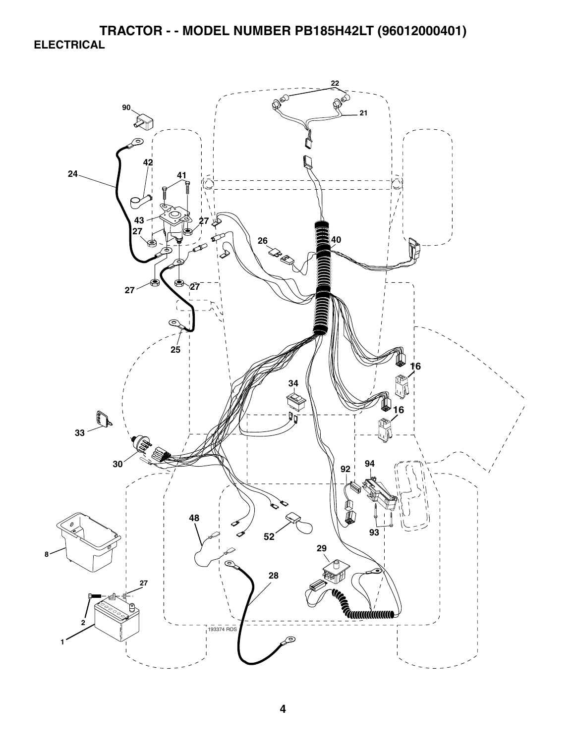# TRACTOR - - MODEL NUMBER PB185H42LT (96012000401)

## ELECTRICAL

22

90

21

42

24

41

43

27

27

26

40

27

27

25

16

34

16

33

30

92

94

48

93

52

29

8

28

27

2

193374 ROS

1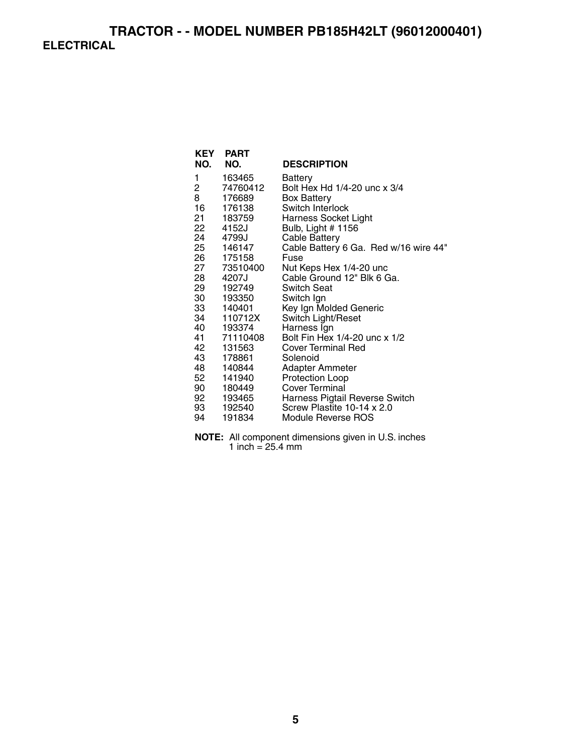# TRACTOR - - MODEL NUMBER PB185H42LT (96012000401)

## ELECTRICAL

| KEY NO. | PART NO. | DESCRIPTION |
|---|---|---|
| 1 | 163465 | Battery |
| 2 | 74760412 | Bolt Hex Hd 1/4-20 unc x 3/4 |
| 8 | 176689 | Box Battery |
| 16 | 176138 | Switch Interlock |
| 21 | 183759 | Harness Socket Light |
| 22 | 4152J | Bulb, Light # 1156 |
| 24 | 4799J | Cable Battery |
| 25 | 146147 | Cable Battery 6 Ga. Red w/16 wire 44" |
| 26 | 175158 | Fuse |
| 27 | 73510400 | Nut Keps Hex 1/4-20 unc |
| 28 | 4207J | Cable Ground 12" Blk 6 Ga. |
| 29 | 192749 | Switch Seat |
| 30 | 193350 | Switch Ign |
| 33 | 140401 | Key Ign Molded Generic |
| 34 | 110712X | Switch Light/Reset |
| 40 | 193374 | Harness Ign |
| 41 | 71110408 | Bolt Fin Hex 1/4-20 unc x 1/2 |
| 42 | 131563 | Cover Terminal Red |
| 43 | 178861 | Solenoid |
| 48 | 140844 | Adapter Ammeter |
| 52 | 141940 | Protection Loop |
| 90 | 180449 | Cover Terminal |
| 92 | 193465 | Harness Pigtail Reverse Switch |
| 93 | 192540 | Screw Plastite 10-14 x 2.0 |
| 94 | 191834 | Module Reverse ROS |

**NOTE:** All component dimensions given in U.S. inches
1 inch = 25.4 mm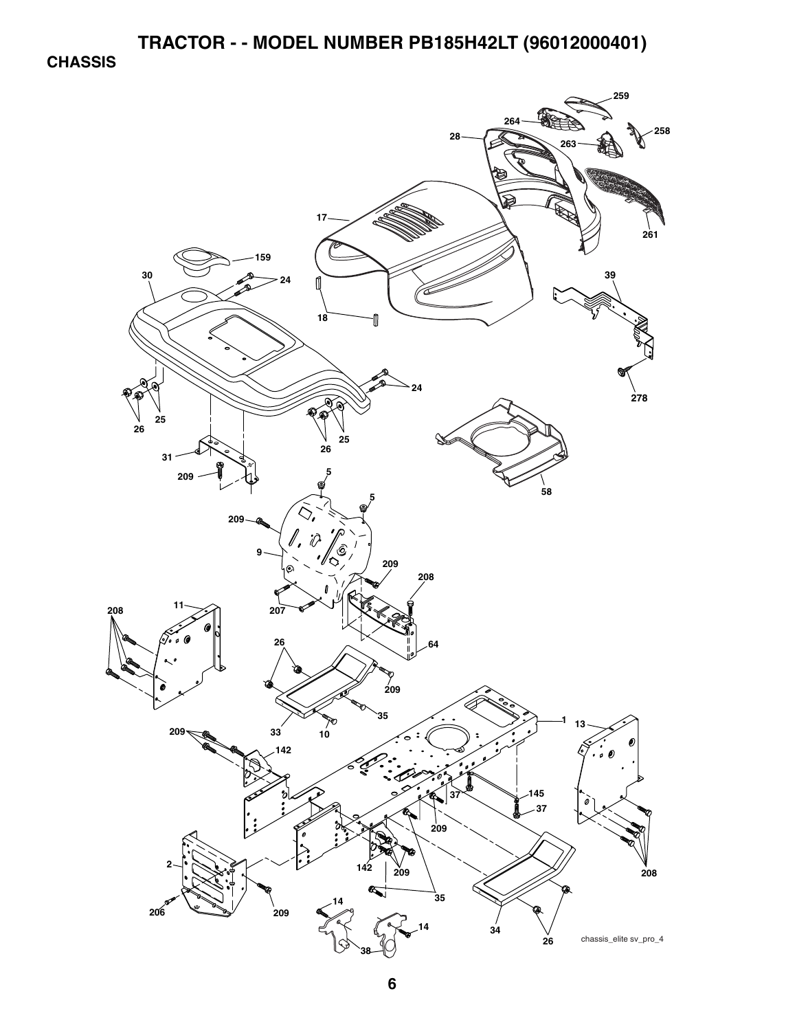# TRACTOR - - MODEL NUMBER PB185H42LT (96012000401)

## CHASSIS

259
264
258
28
263
17
261
159
30
24
39
18
24
278
25
26
25
26
31
209
5
58
5
209
9
209
208
11
207
208
64
26
209
35
1
13
209
33
10
142
37
145
37
209
2
142
209
208
35
14
206
209
14
38
34
26

chassis_elite sv_pro_4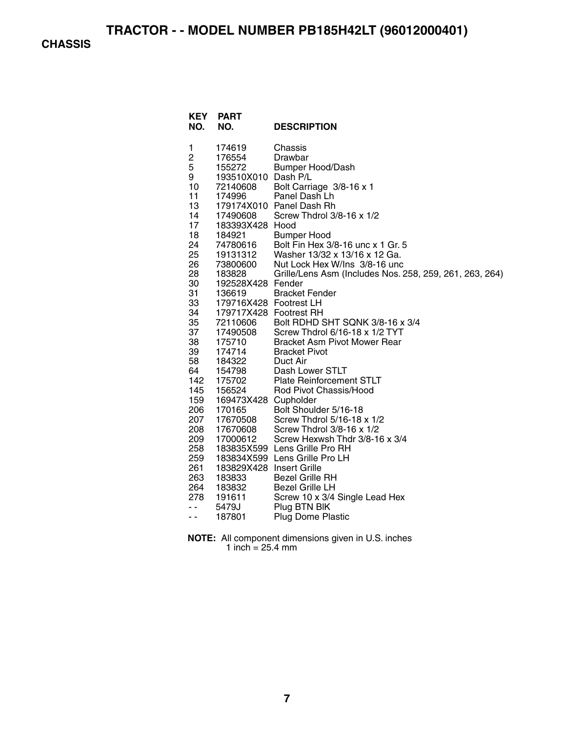# TRACTOR - - MODEL NUMBER PB185H42LT (96012000401)

## CHASSIS

| KEY NO. | PART NO. | DESCRIPTION |
|---|---|---|
| 1 | 174619 | Chassis |
| 2 | 176554 | Drawbar |
| 5 | 155272 | Bumper Hood/Dash |
| 9 | 193510X010 | Dash P/L |
| 10 | 72140608 | Bolt Carriage 3/8-16 x 1 |
| 11 | 174996 | Panel Dash Lh |
| 13 | 179174X010 | Panel Dash Rh |
| 14 | 17490608 | Screw Thdrol 3/8-16 x 1/2 |
| 17 | 183393X428 | Hood |
| 18 | 184921 | Bumper Hood |
| 24 | 74780616 | Bolt Fin Hex 3/8-16 unc x 1 Gr. 5 |
| 25 | 19131312 | Washer 13/32 x 13/16 x 12 Ga. |
| 26 | 73800600 | Nut Lock Hex W/Ins 3/8-16 unc |
| 28 | 183828 | Grille/Lens Asm (Includes Nos. 258, 259, 261, 263, 264) |
| 30 | 192528X428 | Fender |
| 31 | 136619 | Bracket Fender |
| 33 | 179716X428 | Footrest LH |
| 34 | 179717X428 | Footrest RH |
| 35 | 72110606 | Bolt RDHD SHT SQNK 3/8-16 x 3/4 |
| 37 | 17490508 | Screw Thdrol 6/16-18 x 1/2 TYT |
| 38 | 175710 | Bracket Asm Pivot Mower Rear |
| 39 | 174714 | Bracket Pivot |
| 58 | 184322 | Duct Air |
| 64 | 154798 | Dash Lower STLT |
| 142 | 175702 | Plate Reinforcement STLT |
| 145 | 156524 | Rod Pivot Chassis/Hood |
| 159 | 169473X428 | Cupholder |
| 206 | 170165 | Bolt Shoulder 5/16-18 |
| 207 | 17670508 | Screw Thdrol 5/16-18 x 1/2 |
| 208 | 17670608 | Screw Thdrol 3/8-16 x 1/2 |
| 209 | 17000612 | Screw Hexwsh Thdr 3/8-16 x 3/4 |
| 258 | 183835X599 | Lens Grille Pro RH |
| 259 | 183834X599 | Lens Grille Pro LH |
| 261 | 183829X428 | Insert Grille |
| 263 | 183833 | Bezel Grille RH |
| 264 | 183832 | Bezel Grille LH |
| 278 | 191611 | Screw 10 x 3/4 Single Lead Hex |
| - - | 5479J | Plug BTN Blk |
| - - | 187801 | Plug Dome Plastic |

**NOTE:** All component dimensions given in U.S. inches
1 inch = 25.4 mm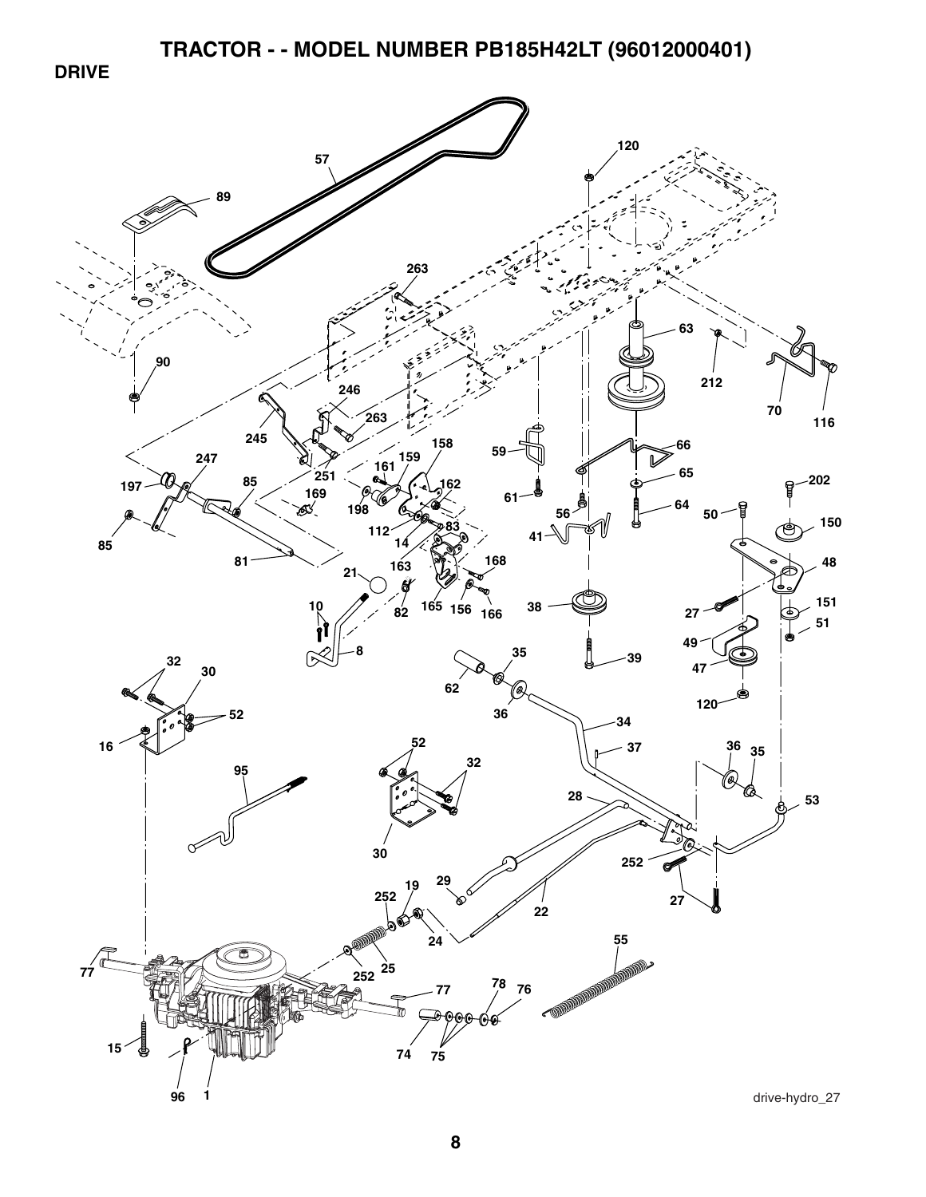# TRACTOR - - MODEL NUMBER PB185H42LT (96012000401)

## DRIVE

drive-hydro_27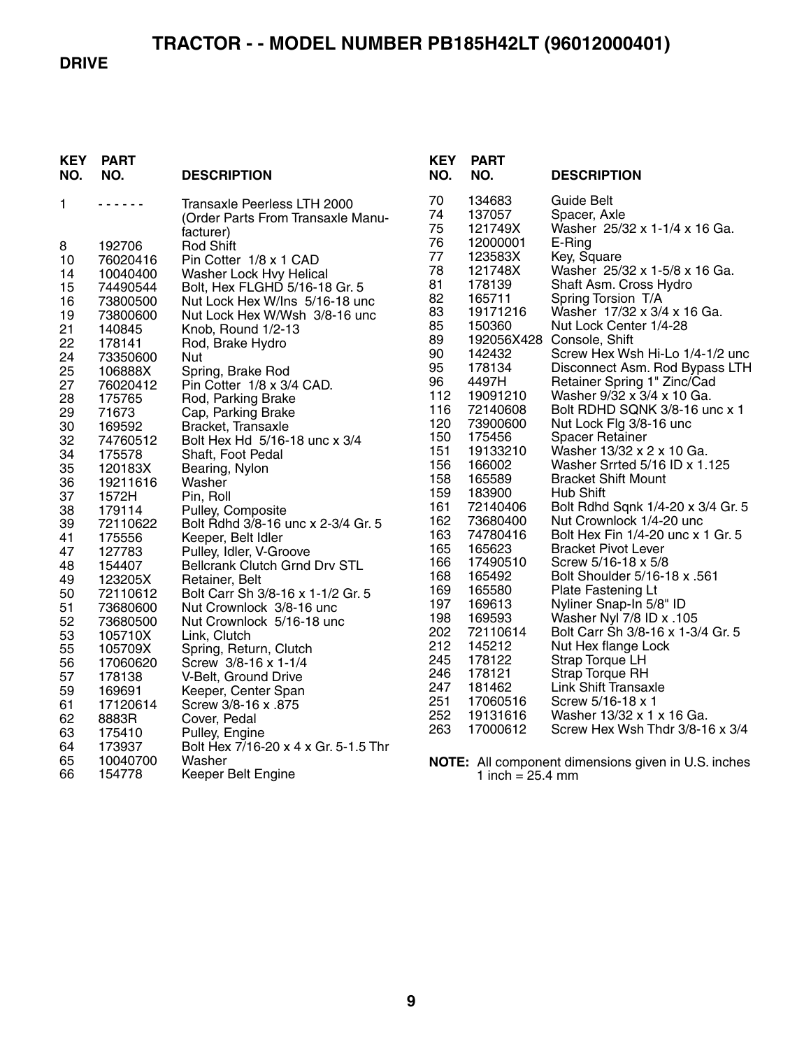# TRACTOR - - MODEL NUMBER PB185H42LT (96012000401)

## DRIVE

| KEY NO. | PART NO. | DESCRIPTION |
|---|---|---|
| 1 | - - - - - - | Transaxle Peerless LTH 2000 (Order Parts From Transaxle Manufacturer) |
| 8 | 192706 | Rod Shift |
| 10 | 76020416 | Pin Cotter 1/8 x 1 CAD |
| 14 | 10040400 | Washer Lock Hvy Helical |
| 15 | 74490544 | Bolt, Hex FLGHD 5/16-18 Gr. 5 |
| 16 | 73800500 | Nut Lock Hex W/Ins 5/16-18 unc |
| 19 | 73800600 | Nut Lock Hex W/Wsh 3/8-16 unc |
| 21 | 140845 | Knob, Round 1/2-13 |
| 22 | 178141 | Rod, Brake Hydro |
| 24 | 73350600 | Nut |
| 25 | 106888X | Spring, Brake Rod |
| 27 | 76020412 | Pin Cotter 1/8 x 3/4 CAD. |
| 28 | 175765 | Rod, Parking Brake |
| 29 | 71673 | Cap, Parking Brake |
| 30 | 169592 | Bracket, Transaxle |
| 32 | 74760512 | Bolt Hex Hd 5/16-18 unc x 3/4 |
| 34 | 175578 | Shaft, Foot Pedal |
| 35 | 120183X | Bearing, Nylon |
| 36 | 19211616 | Washer |
| 37 | 1572H | Pin, Roll |
| 38 | 179114 | Pulley, Composite |
| 39 | 72110622 | Bolt Rdhd 3/8-16 unc x 2-3/4 Gr. 5 |
| 41 | 175556 | Keeper, Belt Idler |
| 47 | 127783 | Pulley, Idler, V-Groove |
| 48 | 154407 | Bellcrank Clutch Grnd Drv STL |
| 49 | 123205X | Retainer, Belt |
| 50 | 72110612 | Bolt Carr Sh 3/8-16 x 1-1/2 Gr. 5 |
| 51 | 73680600 | Nut Crownlock 3/8-16 unc |
| 52 | 73680500 | Nut Crownlock 5/16-18 unc |
| 53 | 105710X | Link, Clutch |
| 55 | 105709X | Spring, Return, Clutch |
| 56 | 17060620 | Screw 3/8-16 x 1-1/4 |
| 57 | 178138 | V-Belt, Ground Drive |
| 59 | 169691 | Keeper, Center Span |
| 61 | 17120614 | Screw 3/8-16 x .875 |
| 62 | 8883R | Cover, Pedal |
| 63 | 175410 | Pulley, Engine |
| 64 | 173937 | Bolt Hex 7/16-20 x 4 x Gr. 5-1.5 Thr |
| 65 | 10040700 | Washer |
| 66 | 154778 | Keeper Belt Engine |
| 70 | 134683 | Guide Belt |
| 74 | 137057 | Spacer, Axle |
| 75 | 121749X | Washer 25/32 x 1-1/4 x 16 Ga. |
| 76 | 12000001 | E-Ring |
| 77 | 123583X | Key, Square |
| 78 | 121748X | Washer 25/32 x 1-5/8 x 16 Ga. |
| 81 | 178139 | Shaft Asm. Cross Hydro |
| 82 | 165711 | Spring Torsion T/A |
| 83 | 19171216 | Washer 17/32 x 3/4 x 16 Ga. |
| 85 | 150360 | Nut Lock Center 1/4-28 |
| 89 | 192056X428 | Console, Shift |
| 90 | 142432 | Screw Hex Wsh Hi-Lo 1/4-1/2 unc |
| 95 | 178134 | Disconnect Asm. Rod Bypass LTH |
| 96 | 4497H | Retainer Spring 1" Zinc/Cad |
| 112 | 19091210 | Washer 9/32 x 3/4 x 10 Ga. |
| 116 | 72140608 | Bolt RDHD SQNK 3/8-16 unc x 1 |
| 120 | 73900600 | Nut Lock Flg 3/8-16 unc |
| 150 | 175456 | Spacer Retainer |
| 151 | 19133210 | Washer 13/32 x 2 x 10 Ga. |
| 156 | 166002 | Washer Srrted 5/16 ID x 1.125 |
| 158 | 165589 | Bracket Shift Mount |
| 159 | 183900 | Hub Shift |
| 161 | 72140406 | Bolt Rdhd Sqnk 1/4-20 x 3/4 Gr. 5 |
| 162 | 73680400 | Nut Crownlock 1/4-20 unc |
| 163 | 74780416 | Bolt Hex Fin 1/4-20 unc x 1 Gr. 5 |
| 165 | 165623 | Bracket Pivot Lever |
| 166 | 17490510 | Screw 5/16-18 x 5/8 |
| 168 | 165492 | Bolt Shoulder 5/16-18 x .561 |
| 169 | 165580 | Plate Fastening Lt |
| 197 | 169613 | Nyliner Snap-In 5/8" ID |
| 198 | 169593 | Washer Nyl 7/8 ID x .105 |
| 202 | 72110614 | Bolt Carr Sh 3/8-16 x 1-3/4 Gr. 5 |
| 212 | 145212 | Nut Hex flange Lock |
| 245 | 178122 | Strap Torque LH |
| 246 | 178121 | Strap Torque RH |
| 247 | 181462 | Link Shift Transaxle |
| 251 | 17060516 | Screw 5/16-18 x 1 |
| 252 | 19131616 | Washer 13/32 x 1 x 16 Ga. |
| 263 | 17000612 | Screw Hex Wsh Thdr 3/8-16 x 3/4 |

**NOTE:** All component dimensions given in U.S. inches
1 inch = 25.4 mm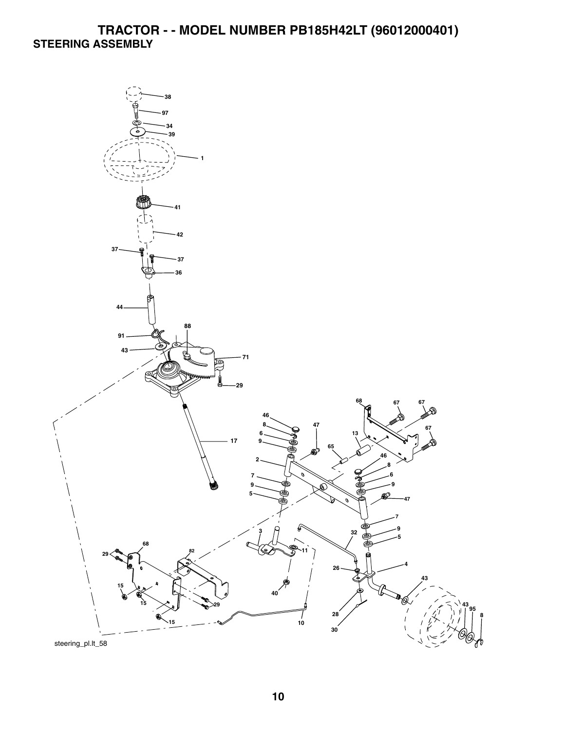# TRACTOR - - MODEL NUMBER PB185H42LT (96012000401)

## STEERING ASSEMBLY

38
97
34
39
1
41
42
37
37
36
44
88
91
43
71
29
68
67
67
46
8
47
13
67
6
9
65
17
46
2
8
6
9
7
9
47
5
7
9
3
32
5
68
82
11
29
26
4
43
15
40
15
29
43
95
8
28
10
15
30

steering_pl.lt_58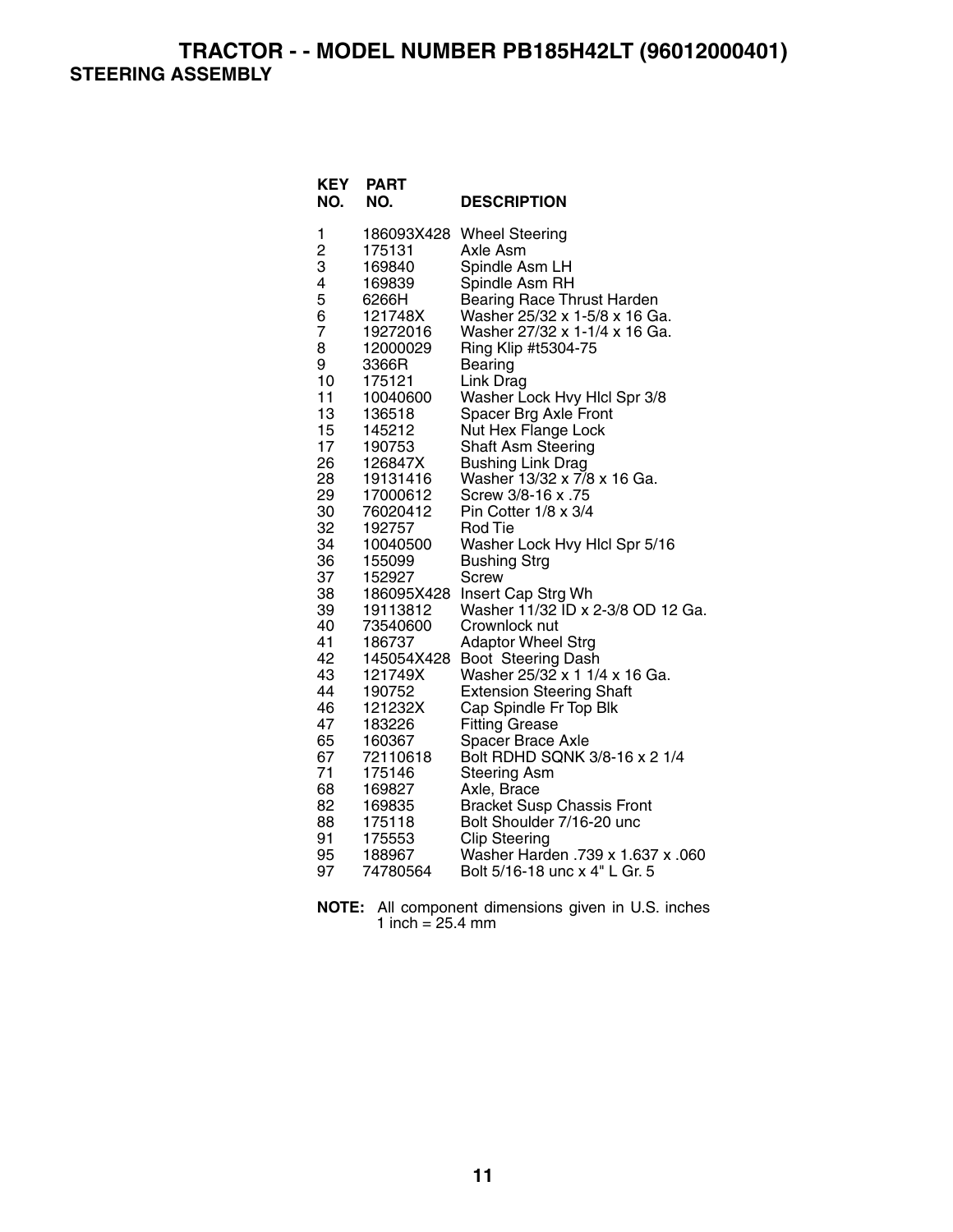# TRACTOR - - MODEL NUMBER PB185H42LT (96012000401)

## STEERING ASSEMBLY

| KEY NO. | PART NO. | DESCRIPTION |
|---|---|---|
| 1 | 186093X428 | Wheel Steering |
| 2 | 175131 | Axle Asm |
| 3 | 169840 | Spindle Asm LH |
| 4 | 169839 | Spindle Asm RH |
| 5 | 6266H | Bearing Race Thrust Harden |
| 6 | 121748X | Washer 25/32 x 1-5/8 x 16 Ga. |
| 7 | 19272016 | Washer 27/32 x 1-1/4 x 16 Ga. |
| 8 | 12000029 | Ring Klip #t5304-75 |
| 9 | 3366R | Bearing |
| 10 | 175121 | Link Drag |
| 11 | 10040600 | Washer Lock Hvy Hlcl Spr 3/8 |
| 13 | 136518 | Spacer Brg Axle Front |
| 15 | 145212 | Nut Hex Flange Lock |
| 17 | 190753 | Shaft Asm Steering |
| 26 | 126847X | Bushing Link Drag |
| 28 | 19131416 | Washer 13/32 x 7/8 x 16 Ga. |
| 29 | 17000612 | Screw 3/8-16 x .75 |
| 30 | 76020412 | Pin Cotter 1/8 x 3/4 |
| 32 | 192757 | Rod Tie |
| 34 | 10040500 | Washer Lock Hvy Hlcl Spr 5/16 |
| 36 | 155099 | Bushing Strg |
| 37 | 152927 | Screw |
| 38 | 186095X428 | Insert Cap Strg Wh |
| 39 | 19113812 | Washer 11/32 ID x 2-3/8 OD 12 Ga. |
| 40 | 73540600 | Crownlock nut |
| 41 | 186737 | Adaptor Wheel Strg |
| 42 | 145054X428 | Boot Steering Dash |
| 43 | 121749X | Washer 25/32 x 1 1/4 x 16 Ga. |
| 44 | 190752 | Extension Steering Shaft |
| 46 | 121232X | Cap Spindle Fr Top Blk |
| 47 | 183226 | Fitting Grease |
| 65 | 160367 | Spacer Brace Axle |
| 67 | 72110618 | Bolt RDHD SQNK 3/8-16 x 2 1/4 |
| 71 | 175146 | Steering Asm |
| 68 | 169827 | Axle, Brace |
| 82 | 169835 | Bracket Susp Chassis Front |
| 88 | 175118 | Bolt Shoulder 7/16-20 unc |
| 91 | 175553 | Clip Steering |
| 95 | 188967 | Washer Harden .739 x 1.637 x .060 |
| 97 | 74780564 | Bolt 5/16-18 unc x 4" L Gr. 5 |

**NOTE:** All component dimensions given in U.S. inches
1 inch = 25.4 mm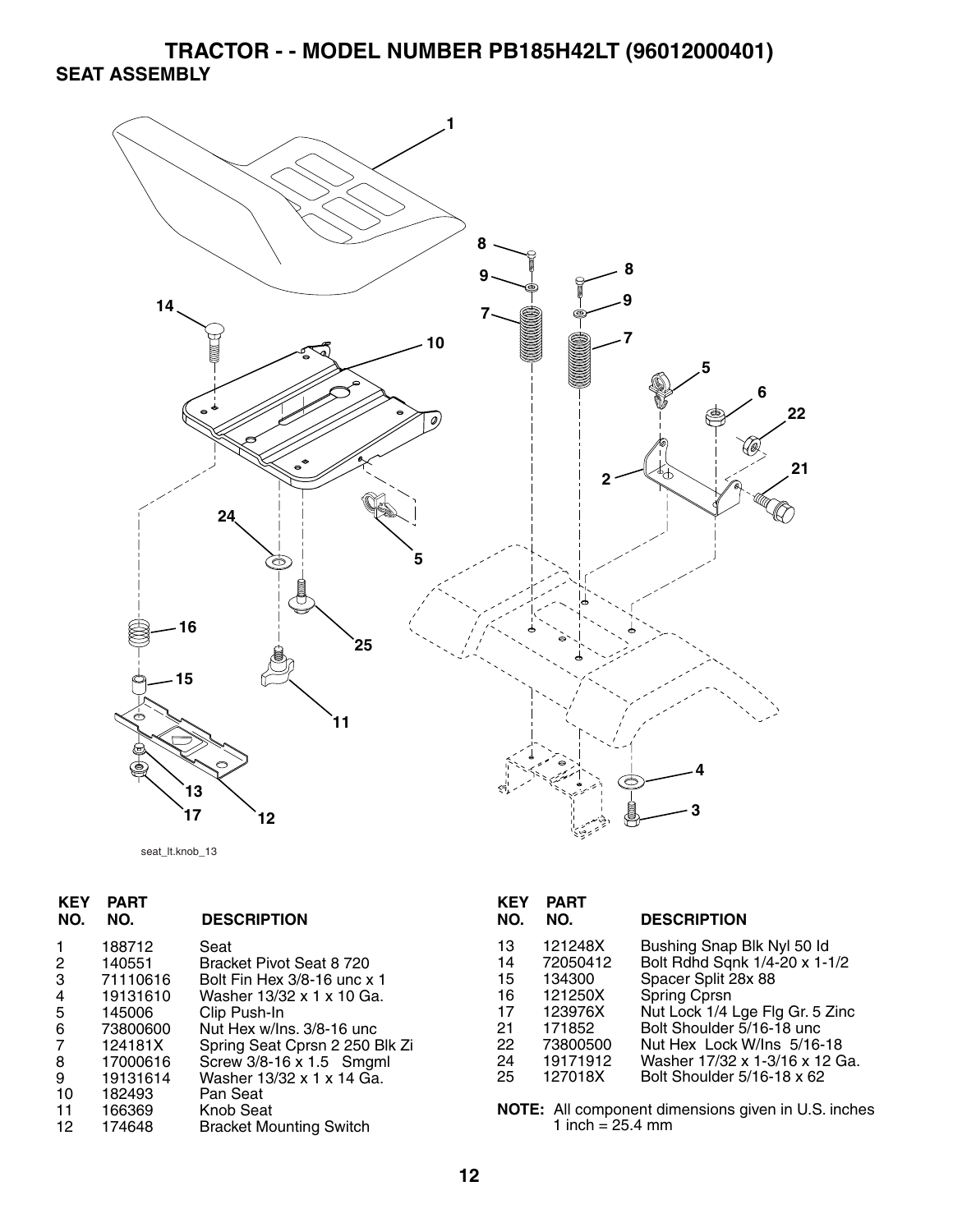# TRACTOR - - MODEL NUMBER PB185H42LT (96012000401)

## SEAT ASSEMBLY

seat_lt.knob_13

| KEY NO. | PART NO. | DESCRIPTION |
|---|---|---|
| 1 | 188712 | Seat |
| 2 | 140551 | Bracket Pivot Seat 8 720 |
| 3 | 71110616 | Bolt Fin Hex 3/8-16 unc x 1 |
| 4 | 19131610 | Washer 13/32 x 1 x 10 Ga. |
| 5 | 145006 | Clip Push-In |
| 6 | 73800600 | Nut Hex w/Ins. 3/8-16 unc |
| 7 | 124181X | Spring Seat Cprsn 2 250 Blk Zi |
| 8 | 17000616 | Screw 3/8-16 x 1.5 Smgml |
| 9 | 19131614 | Washer 13/32 x 1 x 14 Ga. |
| 10 | 182493 | Pan Seat |
| 11 | 166369 | Knob Seat |
| 12 | 174648 | Bracket Mounting Switch |
| 13 | 121248X | Bushing Snap Blk Nyl 50 Id |
| 14 | 72050412 | Bolt Rdhd Sqnk 1/4-20 x 1-1/2 |
| 15 | 134300 | Spacer Split 28x 88 |
| 16 | 121250X | Spring Cprsn |
| 17 | 123976X | Nut Lock 1/4 Lge Flg Gr. 5 Zinc |
| 21 | 171852 | Bolt Shoulder 5/16-18 unc |
| 22 | 73800500 | Nut Hex Lock W/Ins 5/16-18 |
| 24 | 19171912 | Washer 17/32 x 1-3/16 x 12 Ga. |
| 25 | 127018X | Bolt Shoulder 5/16-18 x 62 |

**NOTE:** All component dimensions given in U.S. inches
1 inch = 25.4 mm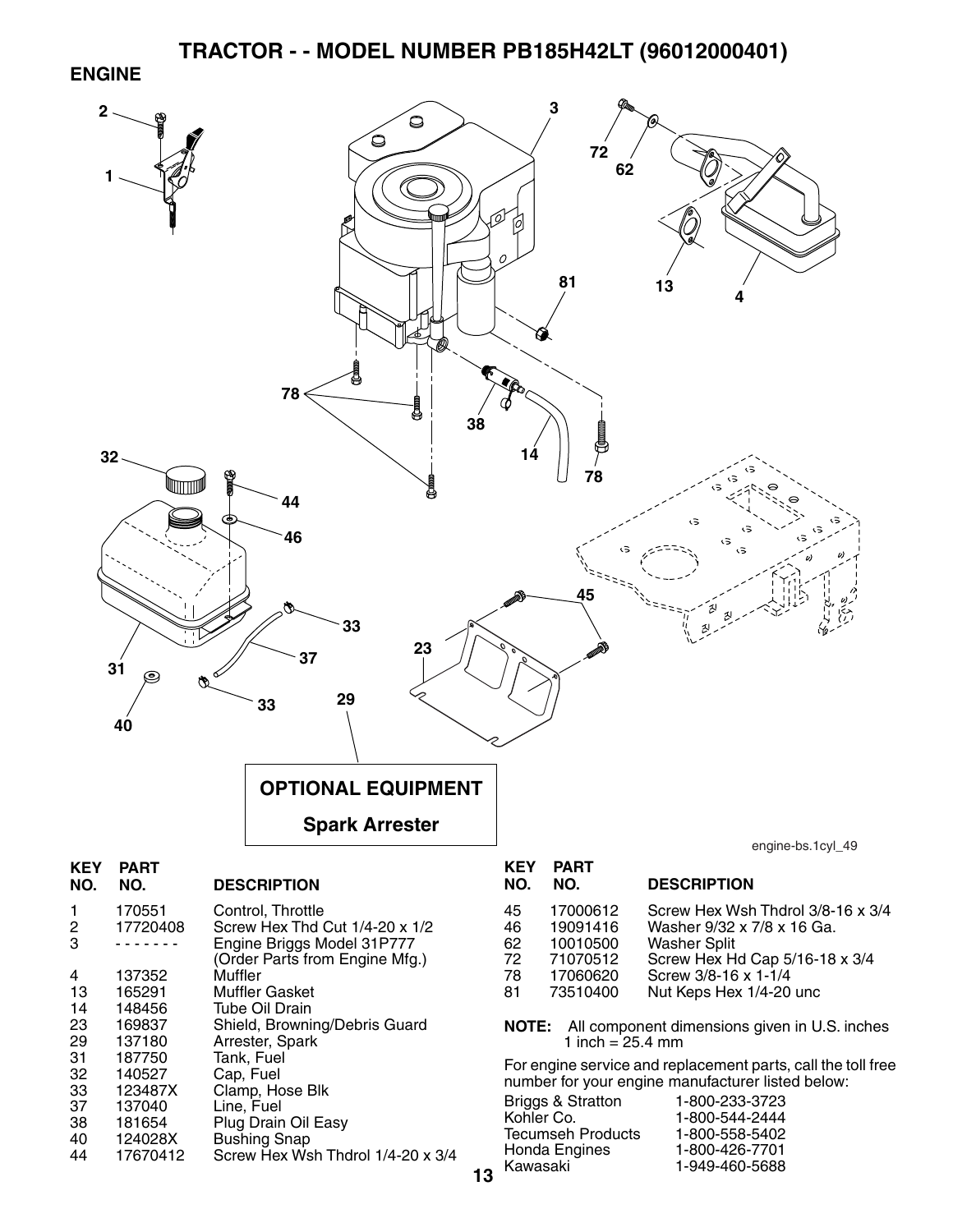# TRACTOR - - MODEL NUMBER PB185H42LT (96012000401)

## ENGINE

**OPTIONAL EQUIPMENT**

**Spark Arrester**

engine-bs.1cyl_49

| KEY NO. | PART NO. | DESCRIPTION |
|---|---|---|
| 1 | 170551 | Control, Throttle |
| 2 | 17720408 | Screw Hex Thd Cut 1/4-20 x 1/2 |
| 3 | - - - - - - - | Engine Briggs Model 31P777 (Order Parts from Engine Mfg.) |
| 4 | 137352 | Muffler |
| 13 | 165291 | Muffler Gasket |
| 14 | 148456 | Tube Oil Drain |
| 23 | 169837 | Shield, Browning/Debris Guard |
| 29 | 137180 | Arrester, Spark |
| 31 | 187750 | Tank, Fuel |
| 32 | 140527 | Cap, Fuel |
| 33 | 123487X | Clamp, Hose Blk |
| 37 | 137040 | Line, Fuel |
| 38 | 181654 | Plug Drain Oil Easy |
| 40 | 124028X | Bushing Snap |
| 44 | 17670412 | Screw Hex Wsh Thdrol 1/4-20 x 3/4 |
| 45 | 17000612 | Screw Hex Wsh Thdrol 3/8-16 x 3/4 |
| 46 | 19091416 | Washer 9/32 x 7/8 x 16 Ga. |
| 62 | 10010500 | Washer Split |
| 72 | 71070512 | Screw Hex Hd Cap 5/16-18 x 3/4 |
| 78 | 17060620 | Screw 3/8-16 x 1-1/4 |
| 81 | 73510400 | Nut Keps Hex 1/4-20 unc |

**NOTE:** All component dimensions given in U.S. inches
1 inch = 25.4 mm

For engine service and replacement parts, call the toll free number for your engine manufacturer listed below:

| | |
|---|---|
| Briggs & Stratton | 1-800-233-3723 |
| Kohler Co. | 1-800-544-2444 |
| Tecumseh Products | 1-800-558-5402 |
| Honda Engines | 1-800-426-7701 |
| Kawasaki | 1-949-460-5688 |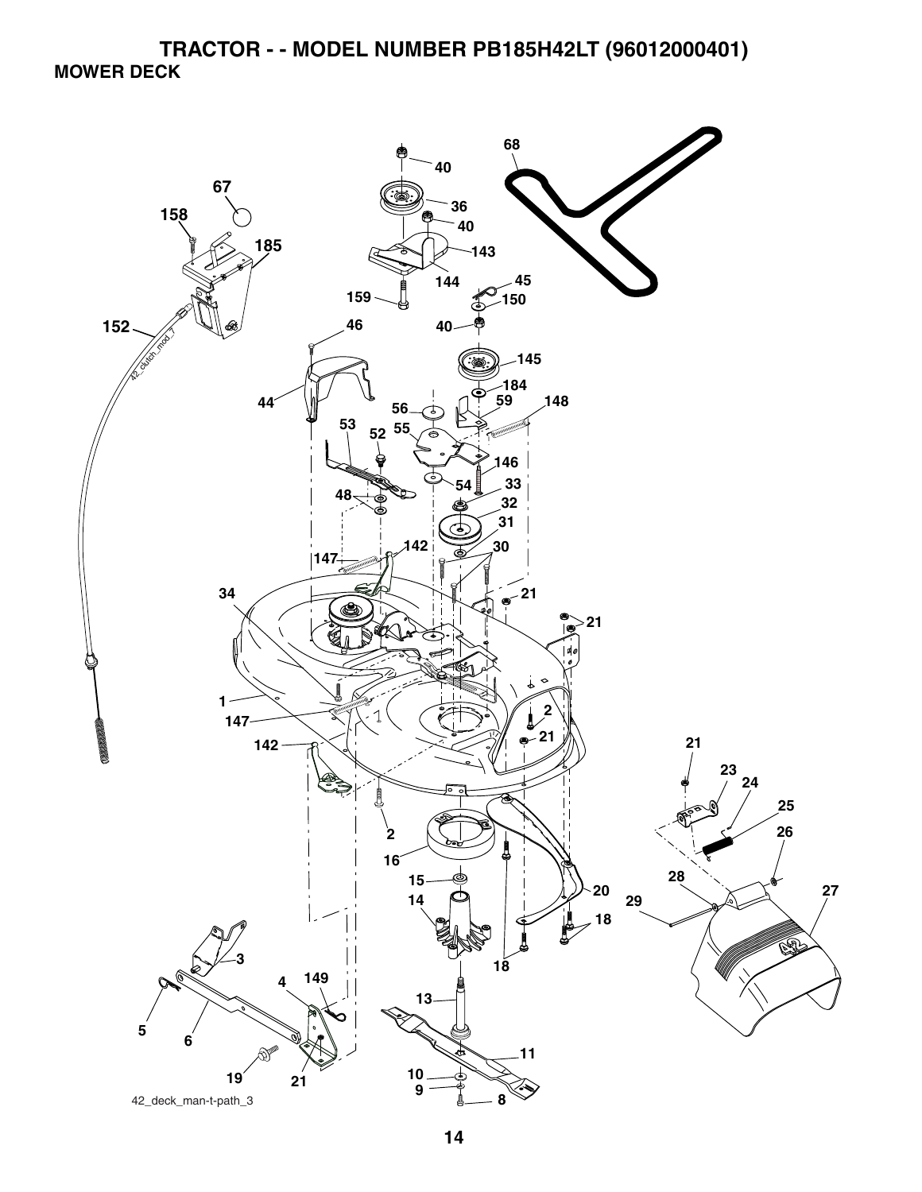# TRACTOR - - MODEL NUMBER PB185H42LT (96012000401)

## MOWER DECK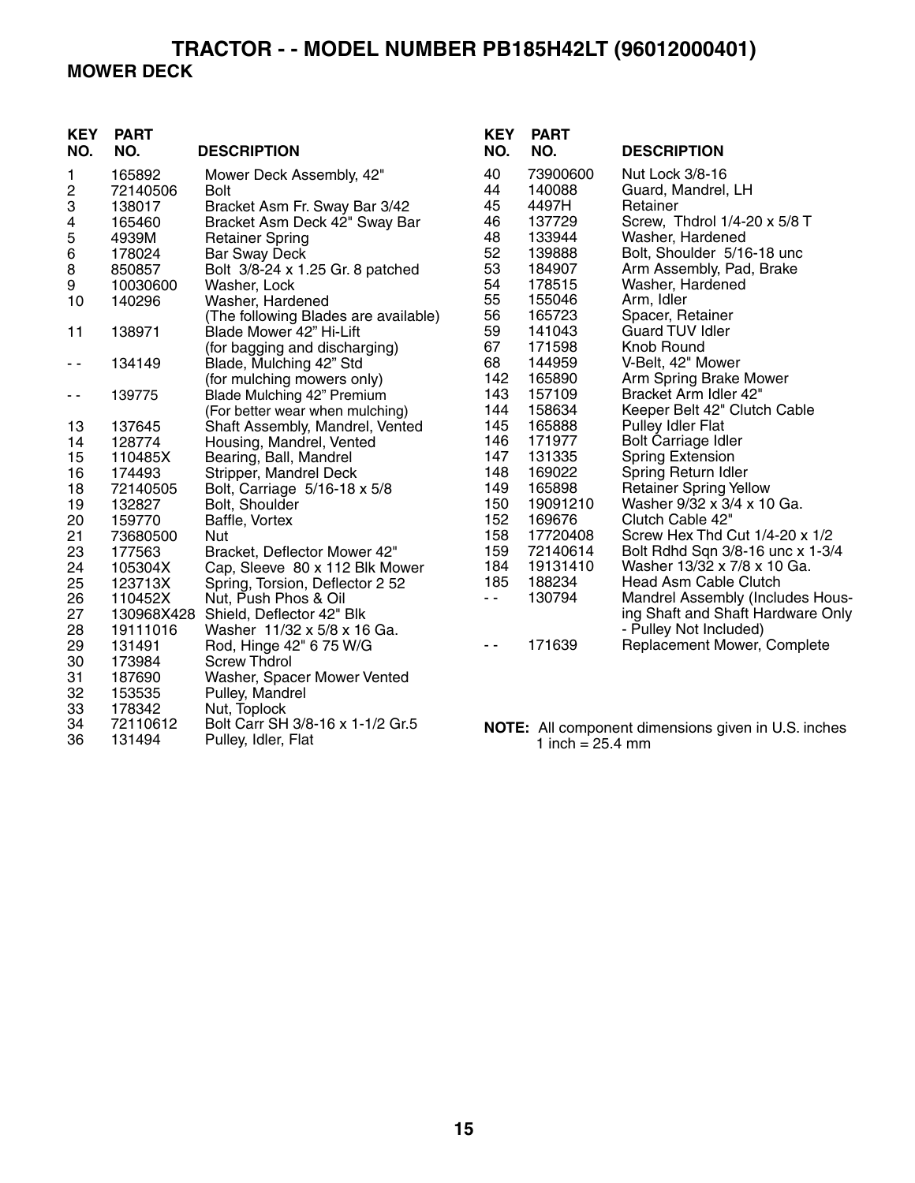# TRACTOR - - MODEL NUMBER PB185H42LT (96012000401)

## MOWER DECK

| KEY NO. | PART NO. | DESCRIPTION |
|---|---|---|
| 1 | 165892 | Mower Deck Assembly, 42" |
| 2 | 72140506 | Bolt |
| 3 | 138017 | Bracket Asm Fr. Sway Bar 3/42 |
| 4 | 165460 | Bracket Asm Deck 42" Sway Bar |
| 5 | 4939M | Retainer Spring |
| 6 | 178024 | Bar Sway Deck |
| 8 | 850857 | Bolt 3/8-24 x 1.25 Gr. 8 patched |
| 9 | 10030600 | Washer, Lock |
| 10 | 140296 | Washer, Hardened |
| | | (The following Blades are available) |
| 11 | 138971 | Blade Mower 42" Hi-Lift (for bagging and discharging) |
| - - | 134149 | Blade, Mulching 42" Std (for mulching mowers only) |
| - - | 139775 | Blade Mulching 42" Premium (For better wear when mulching) |
| 13 | 137645 | Shaft Assembly, Mandrel, Vented |
| 14 | 128774 | Housing, Mandrel, Vented |
| 15 | 110485X | Bearing, Ball, Mandrel |
| 16 | 174493 | Stripper, Mandrel Deck |
| 18 | 72140505 | Bolt, Carriage 5/16-18 x 5/8 |
| 19 | 132827 | Bolt, Shoulder |
| 20 | 159770 | Baffle, Vortex |
| 21 | 73680500 | Nut |
| 23 | 177563 | Bracket, Deflector Mower 42" |
| 24 | 105304X | Cap, Sleeve 80 x 112 Blk Mower |
| 25 | 123713X | Spring, Torsion, Deflector 2 52 |
| 26 | 110452X | Nut, Push Phos & Oil |
| 27 | 130968X428 | Shield, Deflector 42" Blk |
| 28 | 19111016 | Washer 11/32 x 5/8 x 16 Ga. |
| 29 | 131491 | Rod, Hinge 42" 6 75 W/G |
| 30 | 173984 | Screw Thdrol |
| 31 | 187690 | Washer, Spacer Mower Vented |
| 32 | 153535 | Pulley, Mandrel |
| 33 | 178342 | Nut, Toplock |
| 34 | 72110612 | Bolt Carr SH 3/8-16 x 1-1/2 Gr.5 |
| 36 | 131494 | Pulley, Idler, Flat |
| 40 | 73900600 | Nut Lock 3/8-16 |
| 44 | 140088 | Guard, Mandrel, LH |
| 45 | 4497H | Retainer |
| 46 | 137729 | Screw, Thdrol 1/4-20 x 5/8 T |
| 48 | 133944 | Washer, Hardened |
| 52 | 139888 | Bolt, Shoulder 5/16-18 unc |
| 53 | 184907 | Arm Assembly, Pad, Brake |
| 54 | 178515 | Washer, Hardened |
| 55 | 155046 | Arm, Idler |
| 56 | 165723 | Spacer, Retainer |
| 59 | 141043 | Guard TUV Idler |
| 67 | 171598 | Knob Round |
| 68 | 144959 | V-Belt, 42" Mower |
| 142 | 165890 | Arm Spring Brake Mower |
| 143 | 157109 | Bracket Arm Idler 42" |
| 144 | 158634 | Keeper Belt 42" Clutch Cable |
| 145 | 165888 | Pulley Idler Flat |
| 146 | 171977 | Bolt Carriage Idler |
| 147 | 131335 | Spring Extension |
| 148 | 169022 | Spring Return Idler |
| 149 | 165898 | Retainer Spring Yellow |
| 150 | 19091210 | Washer 9/32 x 3/4 x 10 Ga. |
| 152 | 169676 | Clutch Cable 42" |
| 158 | 17720408 | Screw Hex Thd Cut 1/4-20 x 1/2 |
| 159 | 72140614 | Bolt Rdhd Sqn 3/8-16 unc x 1-3/4 |
| 184 | 19131410 | Washer 13/32 x 7/8 x 10 Ga. |
| 185 | 188234 | Head Asm Cable Clutch |
| - - | 130794 | Mandrel Assembly (Includes Housing Shaft and Shaft Hardware Only - Pulley Not Included) |
| - - | 171639 | Replacement Mower, Complete |

**NOTE:** All component dimensions given in U.S. inches
1 inch = 25.4 mm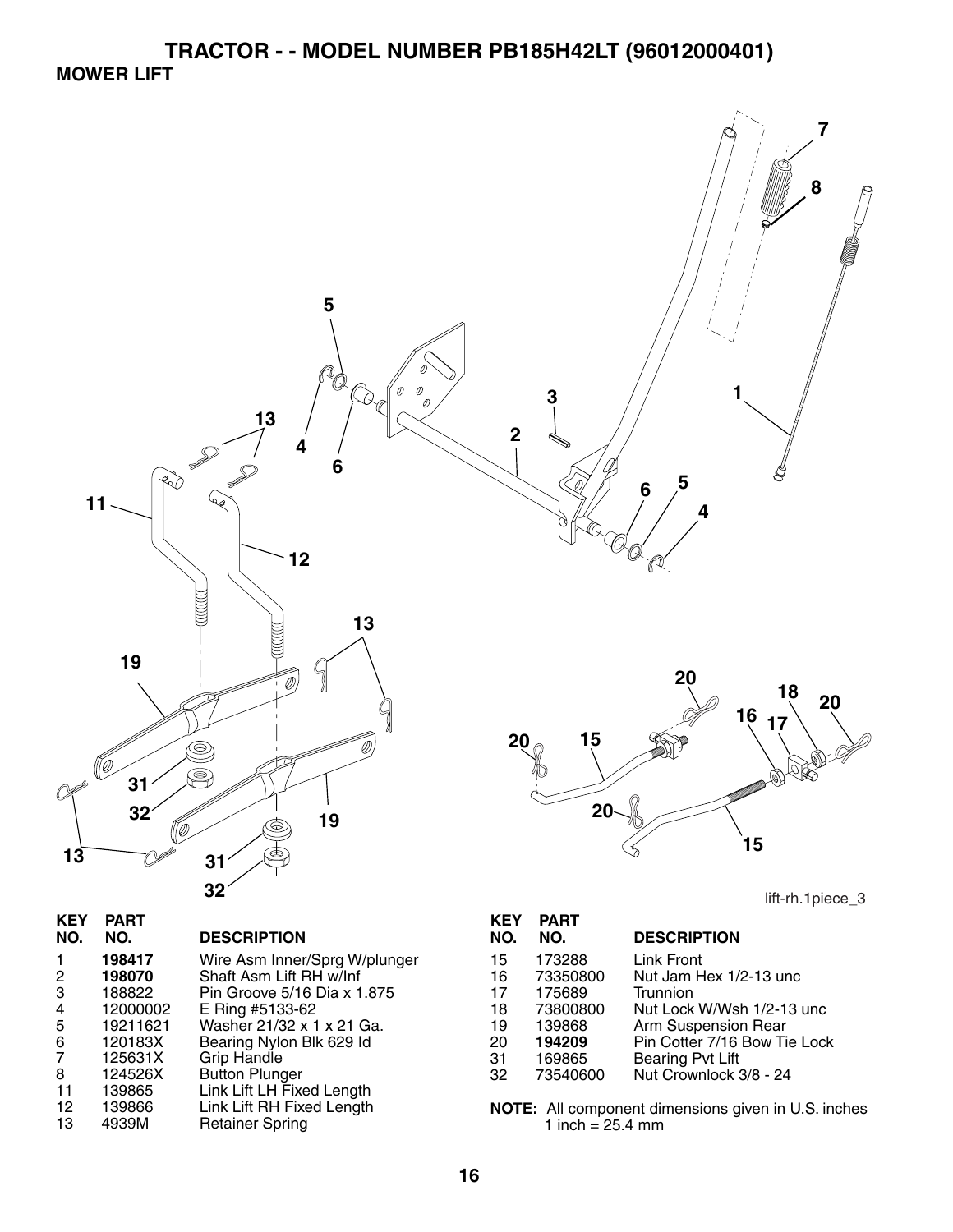# TRACTOR - - MODEL NUMBER PB185H42LT (96012000401)

## MOWER LIFT

lift-rh.1piece_3

| KEY NO. | PART NO. | DESCRIPTION |
|---|---|---|
| 1 | **198417** | Wire Asm Inner/Sprg W/plunger |
| 2 | **198070** | Shaft Asm Lift RH w/Inf |
| 3 | 188822 | Pin Groove 5/16 Dia x 1.875 |
| 4 | 12000002 | E Ring #5133-62 |
| 5 | 19211621 | Washer 21/32 x 1 x 21 Ga. |
| 6 | 120183X | Bearing Nylon Blk 629 Id |
| 7 | 125631X | Grip Handle |
| 8 | 124526X | Button Plunger |
| 11 | 139865 | Link Lift LH Fixed Length |
| 12 | 139866 | Link Lift RH Fixed Length |
| 13 | 4939M | Retainer Spring |
| 15 | 173288 | Link Front |
| 16 | 73350800 | Nut Jam Hex 1/2-13 unc |
| 17 | 175689 | Trunnion |
| 18 | 73800800 | Nut Lock W/Wsh 1/2-13 unc |
| 19 | 139868 | Arm Suspension Rear |
| 20 | **194209** | Pin Cotter 7/16 Bow Tie Lock |
| 31 | 169865 | Bearing Pvt Lift |
| 32 | 73540600 | Nut Crownlock 3/8 - 24 |

**NOTE:** All component dimensions given in U.S. inches
1 inch = 25.4 mm